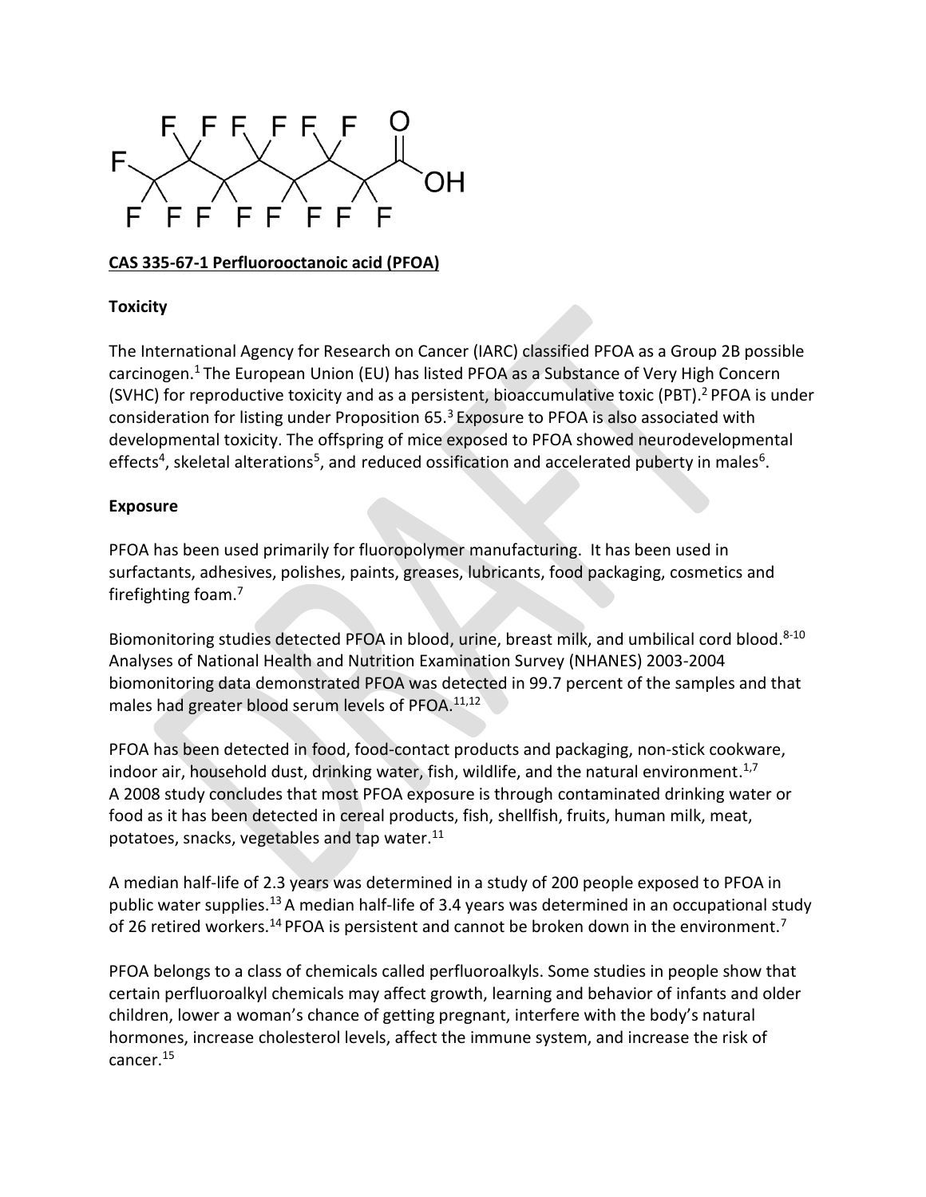**CAS 335-67-1 Perfluorooctanoic acid (PFOA)**

**Toxicity**

The International Agency for Research on Cancer (IARC) classified PFOA as a Group 2B possible carcinogen.[1] The European Union (EU) has listed PFOA as a Substance of Very High Concern (SVHC) for reproductive toxicity and as a persistent, bioaccumulative toxic (PBT).[2] PFOA is under consideration for listing under Proposition 65.[3] Exposure to PFOA is also associated with developmental toxicity. The offspring of mice exposed to PFOA showed neurodevelopmental effects[4], skeletal alterations[5], and reduced ossification and accelerated puberty in males[6].

**Exposure**

PFOA has been used primarily for fluoropolymer manufacturing. It has been used in surfactants, adhesives, polishes, paints, greases, lubricants, food packaging, cosmetics and firefighting foam.[7]

Biomonitoring studies detected PFOA in blood, urine, breast milk, and umbilical cord blood.[8-10] Analyses of National Health and Nutrition Examination Survey (NHANES) 2003-2004 biomonitoring data demonstrated PFOA was detected in 99.7 percent of the samples and that males had greater blood serum levels of PFOA.[11,12]

PFOA has been detected in food, food-contact products and packaging, non-stick cookware, indoor air, household dust, drinking water, fish, wildlife, and the natural environment.[1,7] A 2008 study concludes that most PFOA exposure is through contaminated drinking water or food as it has been detected in cereal products, fish, shellfish, fruits, human milk, meat, potatoes, snacks, vegetables and tap water.[11]

A median half-life of 2.3 years was determined in a study of 200 people exposed to PFOA in public water supplies.[13] A median half-life of 3.4 years was determined in an occupational study of 26 retired workers.[14] PFOA is persistent and cannot be broken down in the environment.[7]

PFOA belongs to a class of chemicals called perfluoroalkyls. Some studies in people show that certain perfluoroalkyl chemicals may affect growth, learning and behavior of infants and older children, lower a woman's chance of getting pregnant, interfere with the body's natural hormones, increase cholesterol levels, affect the immune system, and increase the risk of cancer.[15]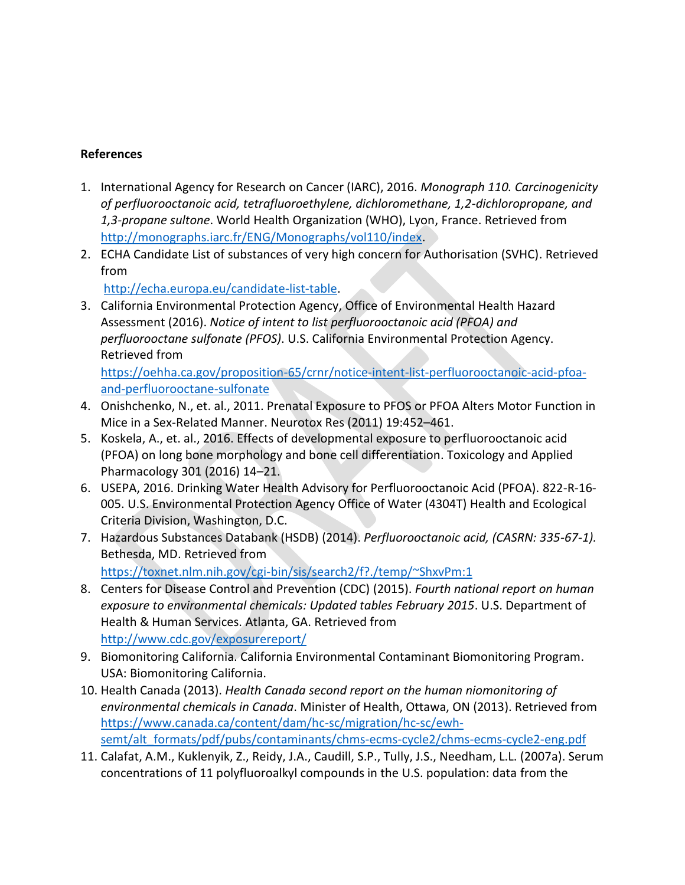**References**

1. International Agency for Research on Cancer (IARC), 2016. *Monograph 110. Carcinogenicity of perfluorooctanoic acid, tetrafluoroethylene, dichloromethane, 1,2-dichloropropane, and 1,3-propane sultone*. World Health Organization (WHO), Lyon, France. Retrieved from http://monographs.iarc.fr/ENG/Monographs/vol110/index.
2. ECHA Candidate List of substances of very high concern for Authorisation (SVHC). Retrieved from http://echa.europa.eu/candidate-list-table.
3. California Environmental Protection Agency, Office of Environmental Health Hazard Assessment (2016). *Notice of intent to list perfluorooctanoic acid (PFOA) and perfluorooctane sulfonate (PFOS)*. U.S. California Environmental Protection Agency. Retrieved from https://oehha.ca.gov/proposition-65/crnr/notice-intent-list-perfluorooctanoic-acid-pfoa-and-perfluorooctane-sulfonate
4. Onishchenko, N., et. al., 2011. Prenatal Exposure to PFOS or PFOA Alters Motor Function in Mice in a Sex-Related Manner. Neurotox Res (2011) 19:452–461.
5. Koskela, A., et. al., 2016. Effects of developmental exposure to perfluorooctanoic acid (PFOA) on long bone morphology and bone cell differentiation. Toxicology and Applied Pharmacology 301 (2016) 14–21.
6. USEPA, 2016. Drinking Water Health Advisory for Perfluorooctanoic Acid (PFOA). 822-R-16-005. U.S. Environmental Protection Agency Office of Water (4304T) Health and Ecological Criteria Division, Washington, D.C.
7. Hazardous Substances Databank (HSDB) (2014). *Perfluorooctanoic acid, (CASRN: 335-67-1).* Bethesda, MD. Retrieved from https://toxnet.nlm.nih.gov/cgi-bin/sis/search2/f?./temp/~ShxvPm:1
8. Centers for Disease Control and Prevention (CDC) (2015). *Fourth national report on human exposure to environmental chemicals: Updated tables February 2015*. U.S. Department of Health & Human Services. Atlanta, GA. Retrieved from http://www.cdc.gov/exposurereport/
9. Biomonitoring California. California Environmental Contaminant Biomonitoring Program. USA: Biomonitoring California.
10. Health Canada (2013). *Health Canada second report on the human niomonitoring of environmental chemicals in Canada*. Minister of Health, Ottawa, ON (2013). Retrieved from https://www.canada.ca/content/dam/hc-sc/migration/hc-sc/ewh-semt/alt_formats/pdf/pubs/contaminants/chms-ecms-cycle2/chms-ecms-cycle2-eng.pdf
11. Calafat, A.M., Kuklenyik, Z., Reidy, J.A., Caudill, S.P., Tully, J.S., Needham, L.L. (2007a). Serum concentrations of 11 polyfluoroalkyl compounds in the U.S. population: data from the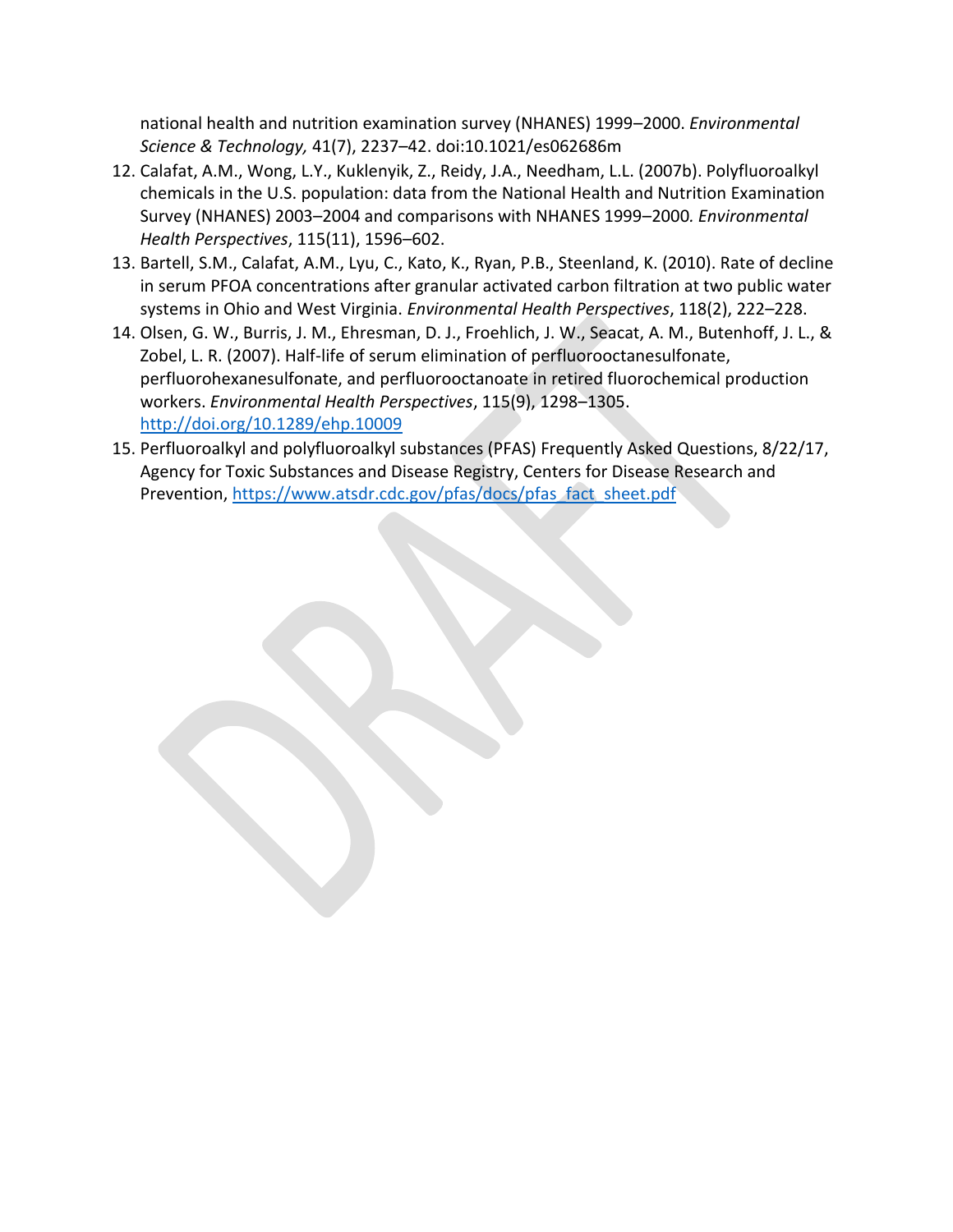national health and nutrition examination survey (NHANES) 1999–2000. *Environmental Science & Technology,* 41(7), 2237–42. doi:10.1021/es062686m

12. Calafat, A.M., Wong, L.Y., Kuklenyik, Z., Reidy, J.A., Needham, L.L. (2007b). Polyfluoroalkyl chemicals in the U.S. population: data from the National Health and Nutrition Examination Survey (NHANES) 2003–2004 and comparisons with NHANES 1999–2000*. Environmental Health Perspectives*, 115(11), 1596–602.
13. Bartell, S.M., Calafat, A.M., Lyu, C., Kato, K., Ryan, P.B., Steenland, K. (2010). Rate of decline in serum PFOA concentrations after granular activated carbon filtration at two public water systems in Ohio and West Virginia. *Environmental Health Perspectives*, 118(2), 222–228.
14. Olsen, G. W., Burris, J. M., Ehresman, D. J., Froehlich, J. W., Seacat, A. M., Butenhoff, J. L., & Zobel, L. R. (2007). Half-life of serum elimination of perfluorooctanesulfonate, perfluorohexanesulfonate, and perfluorooctanoate in retired fluorochemical production workers. *Environmental Health Perspectives*, 115(9), 1298–1305. http://doi.org/10.1289/ehp.10009
15. Perfluoroalkyl and polyfluoroalkyl substances (PFAS) Frequently Asked Questions, 8/22/17, Agency for Toxic Substances and Disease Registry, Centers for Disease Research and Prevention, https://www.atsdr.cdc.gov/pfas/docs/pfas_fact_sheet.pdf